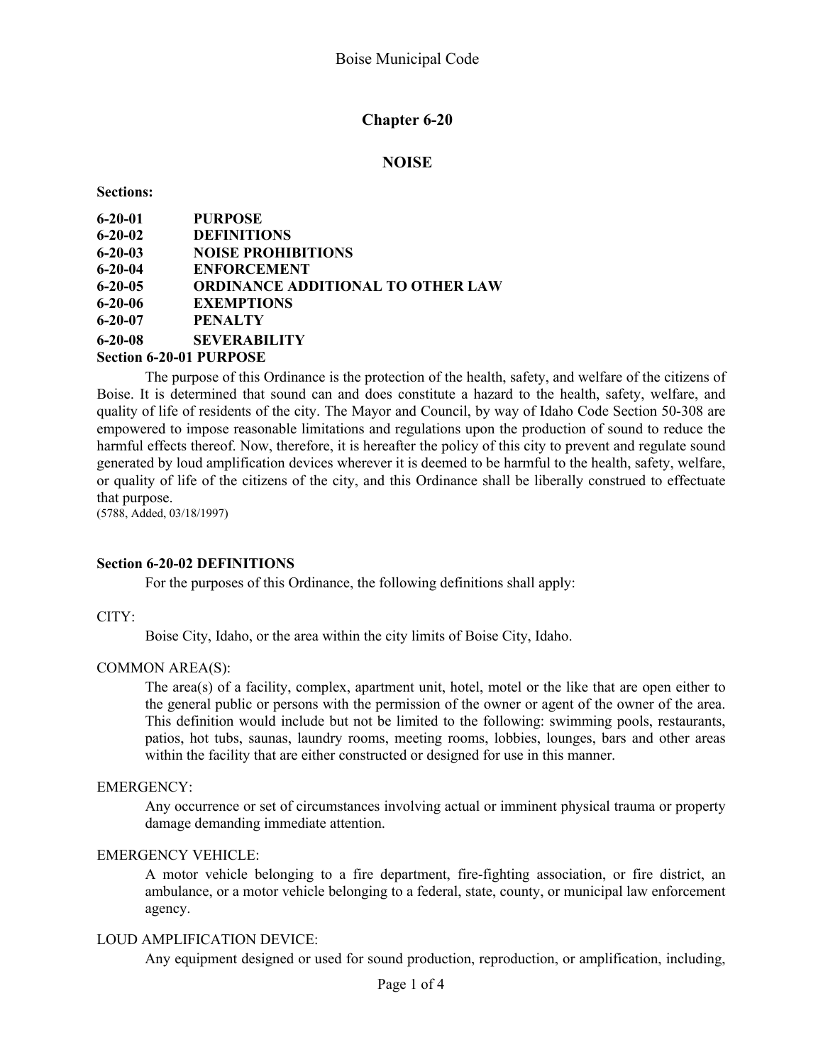# Chapter 6-20

## NOISE

**Sections:**

| | |
|---|---|
| **6-20-01** | **PURPOSE** |
| **6-20-02** | **DEFINITIONS** |
| **6-20-03** | **NOISE PROHIBITIONS** |
| **6-20-04** | **ENFORCEMENT** |
| **6-20-05** | **ORDINANCE ADDITIONAL TO OTHER LAW** |
| **6-20-06** | **EXEMPTIONS** |
| **6-20-07** | **PENALTY** |
| **6-20-08** | **SEVERABILITY** |

### Section 6-20-01 PURPOSE

The purpose of this Ordinance is the protection of the health, safety, and welfare of the citizens of Boise. It is determined that sound can and does constitute a hazard to the health, safety, welfare, and quality of life of residents of the city. The Mayor and Council, by way of Idaho Code Section 50-308 are empowered to impose reasonable limitations and regulations upon the production of sound to reduce the harmful effects thereof. Now, therefore, it is hereafter the policy of this city to prevent and regulate sound generated by loud amplification devices wherever it is deemed to be harmful to the health, safety, welfare, or quality of life of the citizens of the city, and this Ordinance shall be liberally construed to effectuate that purpose.

(5788, Added, 03/18/1997)

### Section 6-20-02 DEFINITIONS

For the purposes of this Ordinance, the following definitions shall apply:

CITY:

Boise City, Idaho, or the area within the city limits of Boise City, Idaho.

COMMON AREA(S):

The area(s) of a facility, complex, apartment unit, hotel, motel or the like that are open either to the general public or persons with the permission of the owner or agent of the owner of the area. This definition would include but not be limited to the following: swimming pools, restaurants, patios, hot tubs, saunas, laundry rooms, meeting rooms, lobbies, lounges, bars and other areas within the facility that are either constructed or designed for use in this manner.

EMERGENCY:

Any occurrence or set of circumstances involving actual or imminent physical trauma or property damage demanding immediate attention.

EMERGENCY VEHICLE:

A motor vehicle belonging to a fire department, fire-fighting association, or fire district, an ambulance, or a motor vehicle belonging to a federal, state, county, or municipal law enforcement agency.

LOUD AMPLIFICATION DEVICE:

Any equipment designed or used for sound production, reproduction, or amplification, including,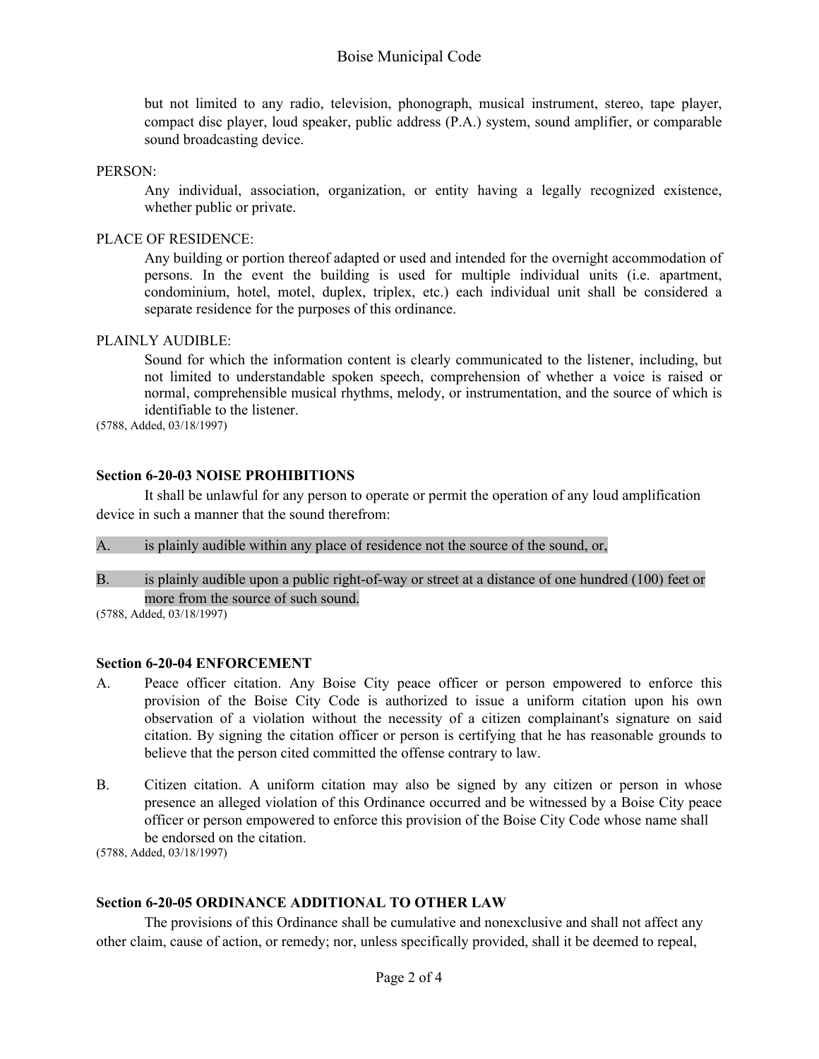but not limited to any radio, television, phonograph, musical instrument, stereo, tape player, compact disc player, loud speaker, public address (P.A.) system, sound amplifier, or comparable sound broadcasting device.

PERSON:

Any individual, association, organization, or entity having a legally recognized existence, whether public or private.

PLACE OF RESIDENCE:

Any building or portion thereof adapted or used and intended for the overnight accommodation of persons. In the event the building is used for multiple individual units (i.e. apartment, condominium, hotel, motel, duplex, triplex, etc.) each individual unit shall be considered a separate residence for the purposes of this ordinance.

PLAINLY AUDIBLE:

Sound for which the information content is clearly communicated to the listener, including, but not limited to understandable spoken speech, comprehension of whether a voice is raised or normal, comprehensible musical rhythms, melody, or instrumentation, and the source of which is identifiable to the listener.

(5788, Added, 03/18/1997)

**Section 6-20-03 NOISE PROHIBITIONS**

It shall be unlawful for any person to operate or permit the operation of any loud amplification device in such a manner that the sound therefrom:

A. is plainly audible within any place of residence not the source of the sound, or,

B. is plainly audible upon a public right-of-way or street at a distance of one hundred (100) feet or more from the source of such sound.

(5788, Added, 03/18/1997)

**Section 6-20-04 ENFORCEMENT**

A. Peace officer citation. Any Boise City peace officer or person empowered to enforce this provision of the Boise City Code is authorized to issue a uniform citation upon his own observation of a violation without the necessity of a citizen complainant's signature on said citation. By signing the citation officer or person is certifying that he has reasonable grounds to believe that the person cited committed the offense contrary to law.

B. Citizen citation. A uniform citation may also be signed by any citizen or person in whose presence an alleged violation of this Ordinance occurred and be witnessed by a Boise City peace officer or person empowered to enforce this provision of the Boise City Code whose name shall be endorsed on the citation.

(5788, Added, 03/18/1997)

**Section 6-20-05 ORDINANCE ADDITIONAL TO OTHER LAW**

The provisions of this Ordinance shall be cumulative and nonexclusive and shall not affect any other claim, cause of action, or remedy; nor, unless specifically provided, shall it be deemed to repeal,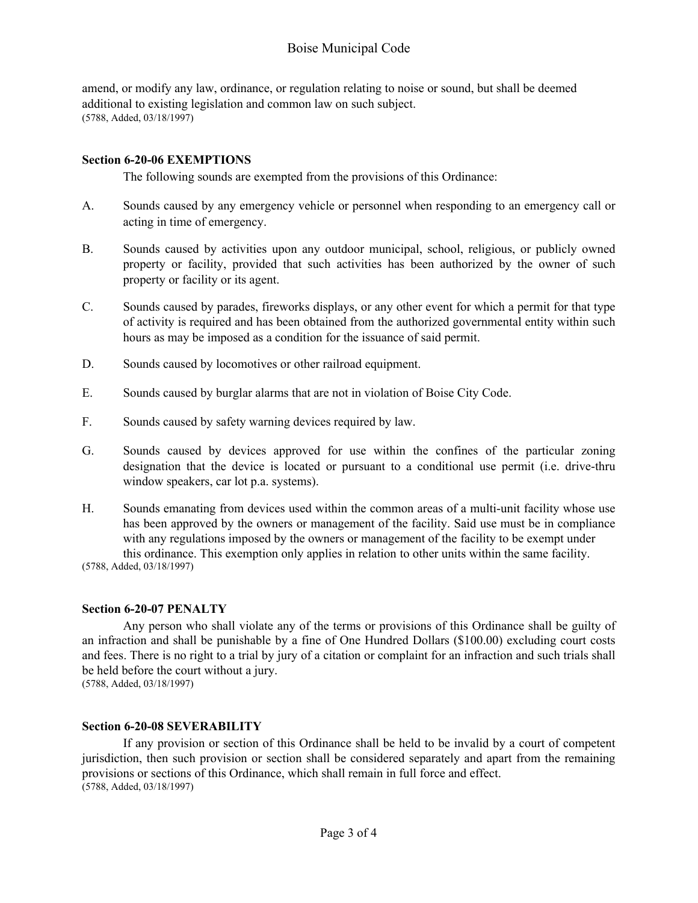amend, or modify any law, ordinance, or regulation relating to noise or sound, but shall be deemed additional to existing legislation and common law on such subject.
(5788, Added, 03/18/1997)

### Section 6-20-06 EXEMPTIONS

The following sounds are exempted from the provisions of this Ordinance:

A. Sounds caused by any emergency vehicle or personnel when responding to an emergency call or acting in time of emergency.

B. Sounds caused by activities upon any outdoor municipal, school, religious, or publicly owned property or facility, provided that such activities has been authorized by the owner of such property or facility or its agent.

C. Sounds caused by parades, fireworks displays, or any other event for which a permit for that type of activity is required and has been obtained from the authorized governmental entity within such hours as may be imposed as a condition for the issuance of said permit.

D. Sounds caused by locomotives or other railroad equipment.

E. Sounds caused by burglar alarms that are not in violation of Boise City Code.

F. Sounds caused by safety warning devices required by law.

G. Sounds caused by devices approved for use within the confines of the particular zoning designation that the device is located or pursuant to a conditional use permit (i.e. drive-thru window speakers, car lot p.a. systems).

H. Sounds emanating from devices used within the common areas of a multi-unit facility whose use has been approved by the owners or management of the facility. Said use must be in compliance with any regulations imposed by the owners or management of the facility to be exempt under this ordinance. This exemption only applies in relation to other units within the same facility.

(5788, Added, 03/18/1997)

### Section 6-20-07 PENALTY

Any person who shall violate any of the terms or provisions of this Ordinance shall be guilty of an infraction and shall be punishable by a fine of One Hundred Dollars ($100.00) excluding court costs and fees. There is no right to a trial by jury of a citation or complaint for an infraction and such trials shall be held before the court without a jury.
(5788, Added, 03/18/1997)

### Section 6-20-08 SEVERABILITY

If any provision or section of this Ordinance shall be held to be invalid by a court of competent jurisdiction, then such provision or section shall be considered separately and apart from the remaining provisions or sections of this Ordinance, which shall remain in full force and effect.
(5788, Added, 03/18/1997)